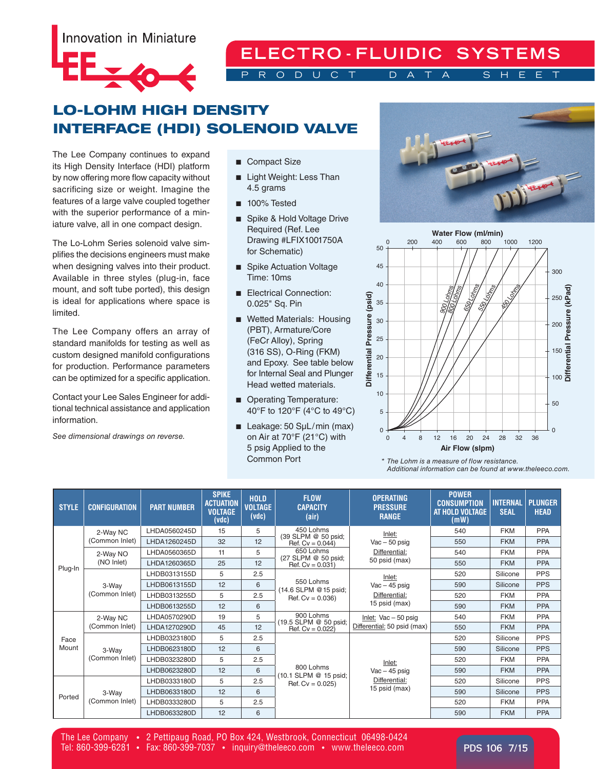Innovation in Miniature

# ELECTRO-FLUIDIC SYSTEMS

PRODUCT DATA SHEET

## LO-LOHM HIGH DENSITY INTERFACE (HDI) SOLENOID VALVE

The Lee Company continues to expand its High Density Interface (HDI) platform by now offering more flow capacity without sacrificing size or weight. Imagine the features of a large valve coupled together with the superior performance of a miniature valve, all in one compact design.

The Lo-Lohm Series solenoid valve simplifies the decisions engineers must make when designing valves into their product. Available in three styles (plug-in, face mount, and soft tube ported), this design is ideal for applications where space is limited.

The Lee Company offers an array of standard manifolds for testing as well as custom designed manifold configurations for production. Performance parameters can be optimized for a specific application.

Contact your Lee Sales Engineer for additional technical assistance and application information.

*See dimensional drawings on reverse.*

- Compact Size
- Light Weight: Less Than 4.5 grams
- 100% Tested
- Spike & Hold Voltage Drive Required (Ref. Lee Drawing #LFIX1001750A for Schematic)
- Spike Actuation Voltage Time: 10ms
- Electrical Connection: 0.025" Sq. Pin
- Wetted Materials: Housing (PBT), Armature/Core (FeCr Alloy), Spring (316 SS), O-Ring (FKM) and Epoxy. See table below for Internal Seal and Plunger Head wetted materials.
- Operating Temperature: 40°F to 120°F (4°C to 49°C)
- Leakage: 50 SμL/min (max) on Air at 70°F (21°C) with 5 psig Applied to the Common Port

Water Flow (ml/min)
0 200 400 600 800 1000 1200
Differential Pressure (psid)
0 5 10 15 20 25 30 35 40 45 50
Differential Pressure (kPad)
0 50 100 150 200 250 300
900 Lohms
800 Lohms
650 Lohms
550 Lohms
450 Lohms
Air Flow (slpm)
0 4 8 12 16 20 24 28 32 36

* *The Lohm is a measure of flow resistance. Additional information can be found at www.theleeco.com.*

| STYLE | CONFIGURATION | PART NUMBER | SPIKE ACTUATION VOLTAGE (vdc) | HOLD VOLTAGE (vdc) | FLOW CAPACITY (air) | OPERATING PRESSURE RANGE | POWER CONSUMPTION AT HOLD VOLTAGE (mW) | INTERNAL SEAL | PLUNGER HEAD |
|---|---|---|---|---|---|---|---|---|---|
| Plug-In | 2-Way NC (Common Inlet) | LHDA0560245D | 15 | 5 | 450 Lohms (39 SLPM @ 50 psid; Ref. Cv = 0.044) | Inlet: Vac – 50 psig Differential: 50 psid (max) | 540 | FKM | PPA |
| | | LHDA1260245D | 32 | 12 | | | 550 | FKM | PPA |
| | 2-Way NO (NO Inlet) | LHDA0560365D | 11 | 5 | 650 Lohms (27 SLPM @ 50 psid; Ref. Cv = 0.031) | | 540 | FKM | PPA |
| | | LHDA1260365D | 25 | 12 | | | 550 | FKM | PPA |
| | 3-Way (Common Inlet) | LHDB0313155D | 5 | 2.5 | 550 Lohms (14.6 SLPM @ 15 psid; Ref. Cv = 0.036) | Inlet: Vac – 45 psig Differential: 15 psid (max) | 520 | Silicone | PPS |
| | | LHDB0613155D | 12 | 6 | | | 590 | Silicone | PPS |
| | | LHDB0313255D | 5 | 2.5 | | | 520 | FKM | PPA |
| | | LHDB0613255D | 12 | 6 | | | 590 | FKM | PPA |
| Face Mount | 2-Way NC (Common Inlet) | LHDA0570290D | 19 | 5 | 900 Lohms (19.5 SLPM @ 50 psid; Ref. Cv = 0.022) | Inlet: Vac – 50 psig Differential: 50 psid (max) | 540 | FKM | PPA |
| | | LHDA1270290D | 45 | 12 | | | 550 | FKM | PPA |
| | 3-Way (Common Inlet) | LHDB0323180D | 5 | 2.5 | 800 Lohms (10.1 SLPM @ 15 psid; Ref. Cv = 0.025) | Inlet: Vac – 45 psig Differential: 15 psid (max) | 520 | Silicone | PPS |
| | | LHDB0623180D | 12 | 6 | | | 590 | Silicone | PPS |
| | | LHDB0323280D | 5 | 2.5 | | | 520 | FKM | PPA |
| | | LHDB0623280D | 12 | 6 | | | 590 | FKM | PPA |
| Ported | 3-Way (Common Inlet) | LHDB0333180D | 5 | 2.5 | | | 520 | Silicone | PPS |
| | | LHDB0633180D | 12 | 6 | | | 590 | Silicone | PPS |
| | | LHDB0333280D | 5 | 2.5 | | | 520 | FKM | PPA |
| | | LHDB0633280D | 12 | 6 | | | 590 | FKM | PPA |

The Lee Company • 2 Pettipaug Road, PO Box 424, Westbrook, Connecticut 06498-0424
Tel: 860-399-6281 • Fax: 860-399-7037 • inquiry@theleeco.com • www.theleeco.com

PDS 106 7/15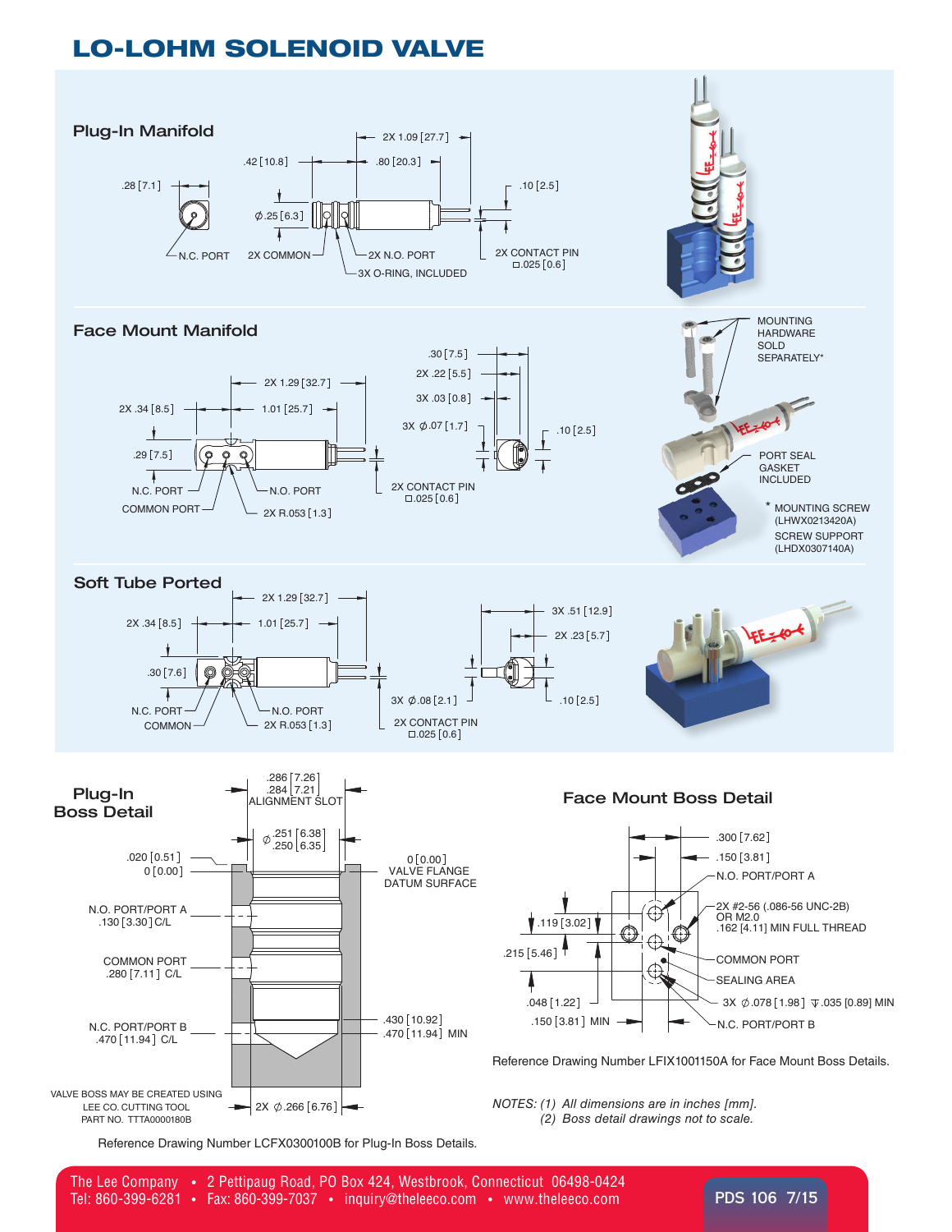# LO-LOHM SOLENOID VALVE

## Plug-In Manifold

.28 [7.1]
N.C. PORT
.42 [10.8]
2X 1.09 [27.7]
.80 [20.3]
.10 [2.5]
⌀.25 [6.3]
2X COMMON
2X N.O. PORT
3X O-RING, INCLUDED
2X CONTACT PIN
□.025 [0.6]

## Face Mount Manifold

2X .34 [8.5]
2X 1.29 [32.7]
1.01 [25.7]
.29 [7.5]
N.C. PORT
COMMON PORT
N.O. PORT
2X R.053 [1.3]
.30 [7.5]
2X .22 [5.5]
3X .03 [0.8]
3X ⌀.07 [1.7]
.10 [2.5]
2X CONTACT PIN
□.025 [0.6]

MOUNTING HARDWARE SOLD SEPARATELY*

PORT SEAL GASKET INCLUDED

\* MOUNTING SCREW (LHWX0213420A)
SCREW SUPPORT (LHDX0307140A)

## Soft Tube Ported

2X .34 [8.5]
2X 1.29 [32.7]
1.01 [25.7]
.30 [7.6]
N.C. PORT
COMMON
N.O. PORT
2X R.053 [1.3]
3X .51 [12.9]
2X .23 [5.7]
3X ⌀.08 [2.1]
.10 [2.5]
2X CONTACT PIN
□.025 [0.6]

## Plug-In Boss Detail

.286 [7.26]
.284 [7.21]
ALIGNMENT SLOT
⌀ .251 [6.38]
.250 [6.35]
.020 [0.51]
0 [0.00]
0 [0.00]
VALVE FLANGE DATUM SURFACE
N.O. PORT/PORT A
.130 [3.30] C/L
COMMON PORT
.280 [7.11] C/L
N.C. PORT/PORT B
.470 [11.94] C/L
.430 [10.92]
.470 [11.94] MIN
VALVE BOSS MAY BE CREATED USING LEE CO. CUTTING TOOL PART NO. TTTA0000180B
2X ⌀.266 [6.76]

Reference Drawing Number LCFX0300100B for Plug-In Boss Details.

## Face Mount Boss Detail

.300 [7.62]
.150 [3.81]
N.O. PORT/PORT A
2X #2-56 (.086-56 UNC-2B) OR M2.0
.162 [4.11] MIN FULL THREAD
.119 [3.02]
.215 [5.46]
COMMON PORT
SEALING AREA
.048 [1.22]
3X ⌀.078 [1.98] ↧.035 [0.89] MIN
.150 [3.81] MIN
N.C. PORT/PORT B

Reference Drawing Number LFIX1001150A for Face Mount Boss Details.

*NOTES: (1) All dimensions are in inches [mm].*
*(2) Boss detail drawings not to scale.*

The Lee Company • 2 Pettipaug Road, PO Box 424, Westbrook, Connecticut 06498-0424
Tel: 860-399-6281 • Fax: 860-399-7037 • inquiry@theleeco.com • www.theleeco.com

PDS 106 7/15